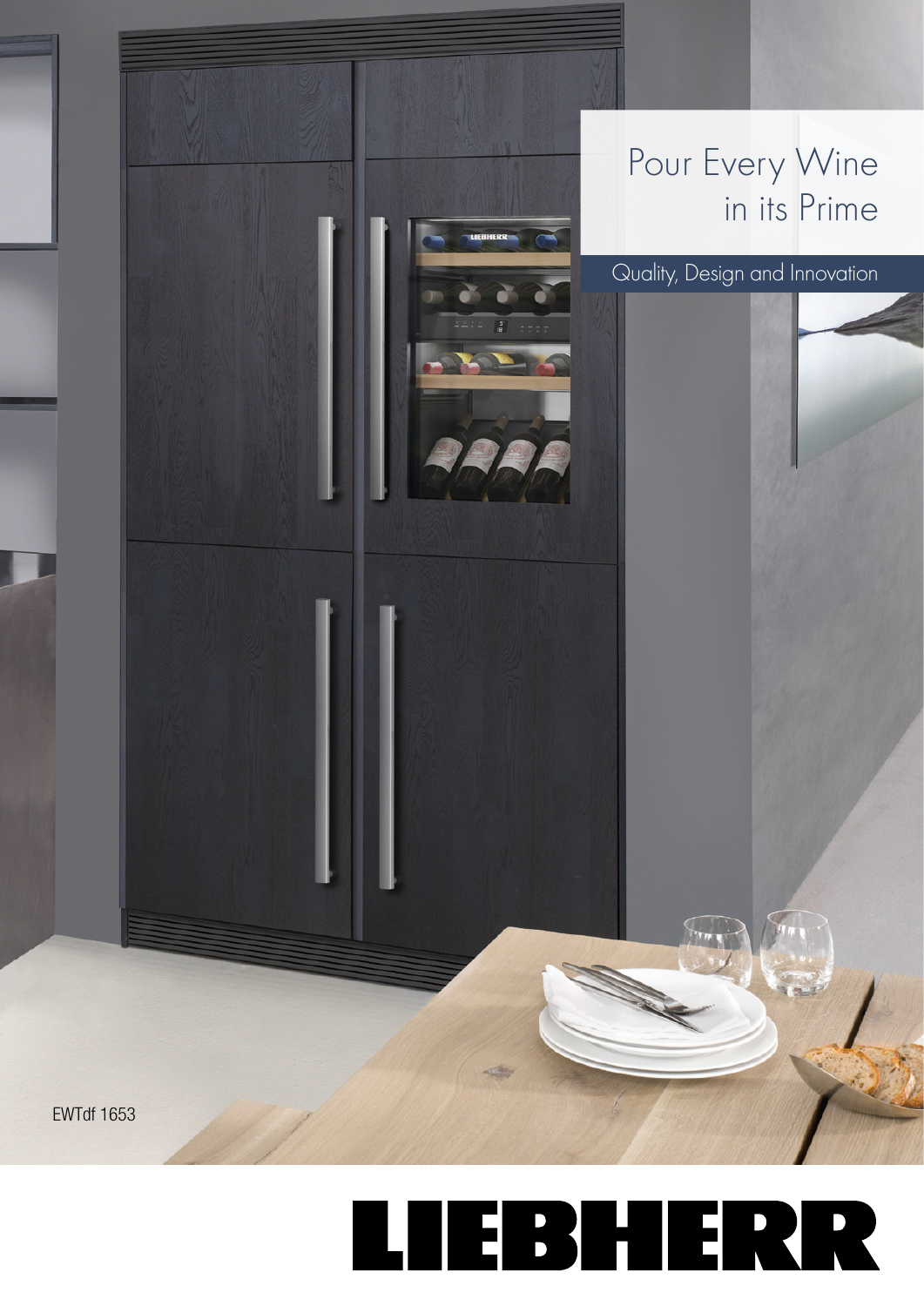# Pour Every Wine in its Prime

## Quality, Design and Innovation

EWTdf 1653

LIEBHERR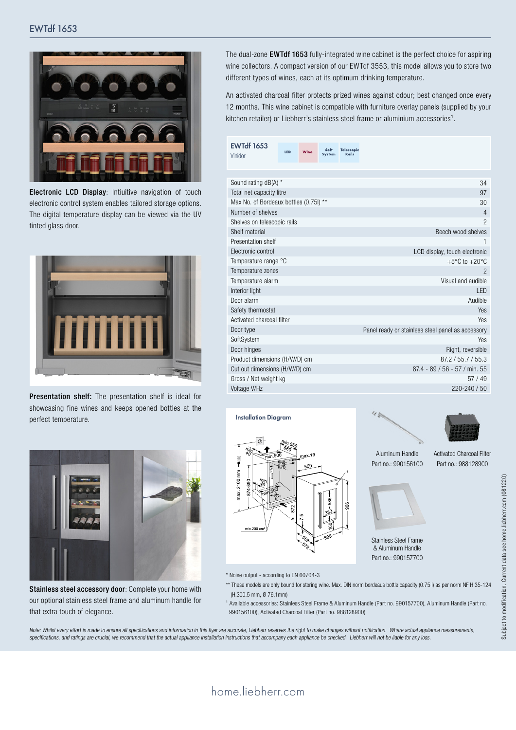# EWTdf 1653

**Electronic LCD Display**: Intuitive navigation of touch electronic control system enables tailored storage options. The digital temperature display can be viewed via the UV tinted glass door.

**Presentation shelf:** The presentation shelf is ideal for showcasing fine wines and keeps opened bottles at the perfect temperature.

**Stainless steel accessory door**: Complete your home with our optional stainless steel frame and aluminum handle for that extra touch of elegance.

The dual-zone **EWTdf 1653** fully-integrated wine cabinet is the perfect choice for aspiring wine collectors. A compact version of our EWTdf 3553, this model allows you to store two different types of wines, each at its optimum drinking temperature.

An activated charcoal filter protects prized wines against odour; best changed once every 12 months. This wine cabinet is compatible with furniture overlay panels (supplied by your kitchen retailer) or Liebherr's stainless steel frame or aluminium accessories[1].

**EWTdf 1653**
Vinidor

LED | Wine | Soft System | Telescopic Rails

| | |
|---|---|
| Sound rating dB(A) * | 34 |
| Total net capacity litre | 97 |
| Max No. of Bordeaux bottles (0.75l) ** | 30 |
| Number of shelves | 4 |
| Shelves on telescopic rails | 2 |
| Shelf material | Beech wood shelves |
| Presentation shelf | 1 |
| Electronic control | LCD display, touch electronic |
| Temperature range °C | +5°C to +20°C |
| Temperature zones | 2 |
| Temperature alarm | Visual and audible |
| Interior light | LED |
| Door alarm | Audible |
| Safety thermostat | Yes |
| Activated charcoal filter | Yes |
| Door type | Panel ready or stainless steel panel as accessory |
| SoftSystem | Yes |
| Door hinges | Right, reversible |
| Product dimensions (H/W/D) cm | 87.2 / 55.7 / 55.3 |
| Cut out dimensions (H/W/D) cm | 87.4 - 89 / 56 - 57 / min. 55 |
| Gross / Net weight kg | 57 / 49 |
| Voltage V/Hz | 220-240 / 50 |

**Installation Diagram**

min 550
560
min 40
min 500
max.19
560
570
559
max. 2100 mm
874-890
min 40
min 500
90°
872
586
906
383
7.5
160
min 200 cm²
553
572
595

Aluminum Handle
Part no.: 990156100

Activated Charcoal Filter
Part no.: 988128900

Stainless Steel Frame & Aluminum Handle
Part no.: 990157700

\* Noise output - according to EN 60704-3

\*\* These models are only bound for storing wine. Max. DIN norm bordeaus bottle capacity (0.75 l) as per norme NF H 35-124 (H:300.5 mm, Ø 76.1mm)

[1] Available accessories: Stainless Steel Frame & Aluminum Handle (Part no. 990157700), Aluminum Handle (Part no. 990156100), Activated Charcoal Filter (Part no. 988128900)

*Note: Whilst every effort is made to ensure all specifications and information in this flyer are accurate, Liebherr reserves the right to make changes without notification. Where actual appliance measurements, specifications, and ratings are crucial, we recommend that the actual appliance installation instructions that accompany each appliance be checked. Liebherr will not be liable for any loss.*

Subject to modification. Current data see home.liebherr.com (081220)

home.liebherr.com